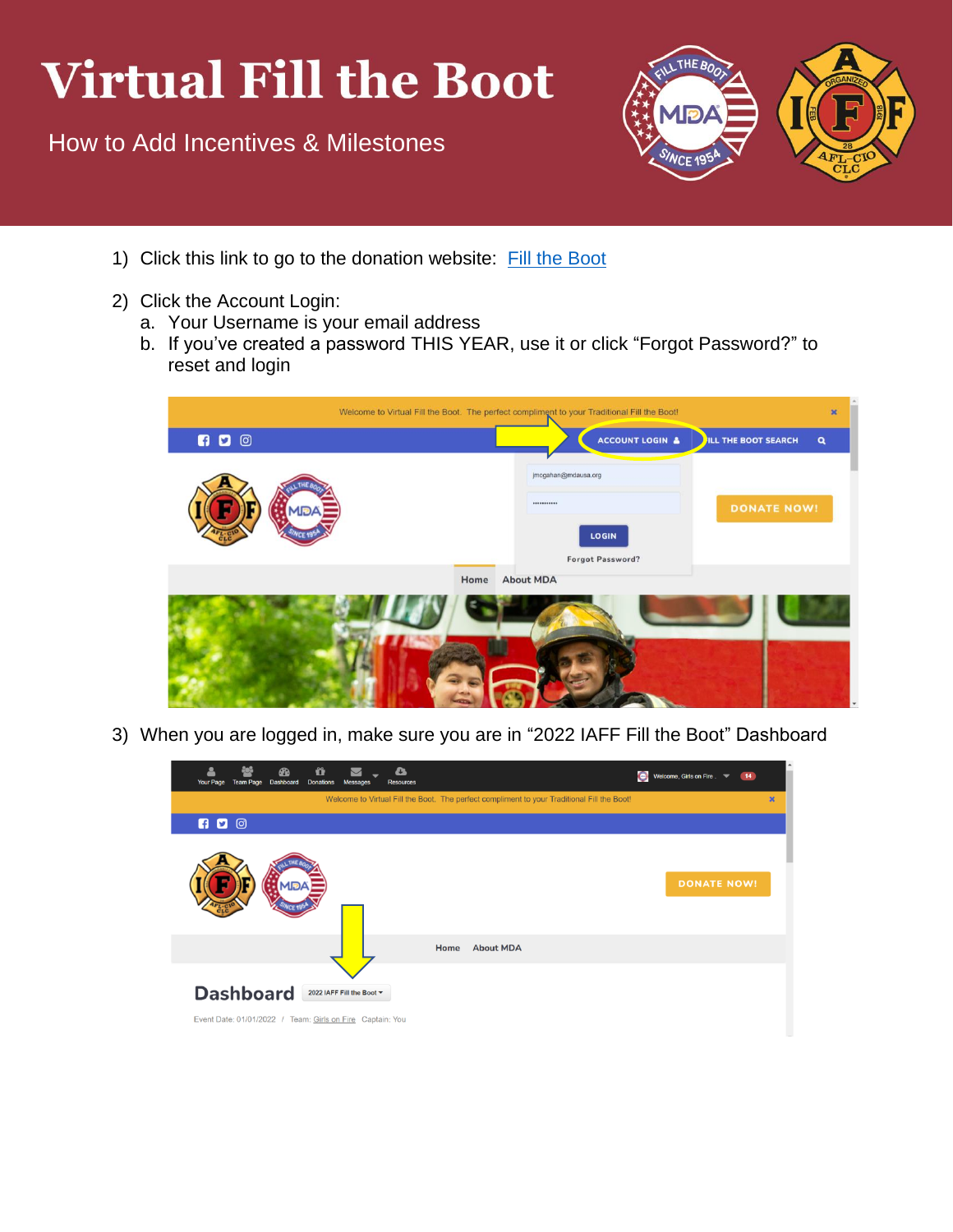# Virtual Fill the Boot

How to Add Incentives & Milestones

1) Click this link to go to the donation website: [Fill the Boot]
2) Click the Account Login:
   a. Your Username is your email address
   b. If you've created a password THIS YEAR, use it or click "Forgot Password?" to reset and login
3) When you are logged in, make sure you are in "2022 IAFF Fill the Boot" Dashboard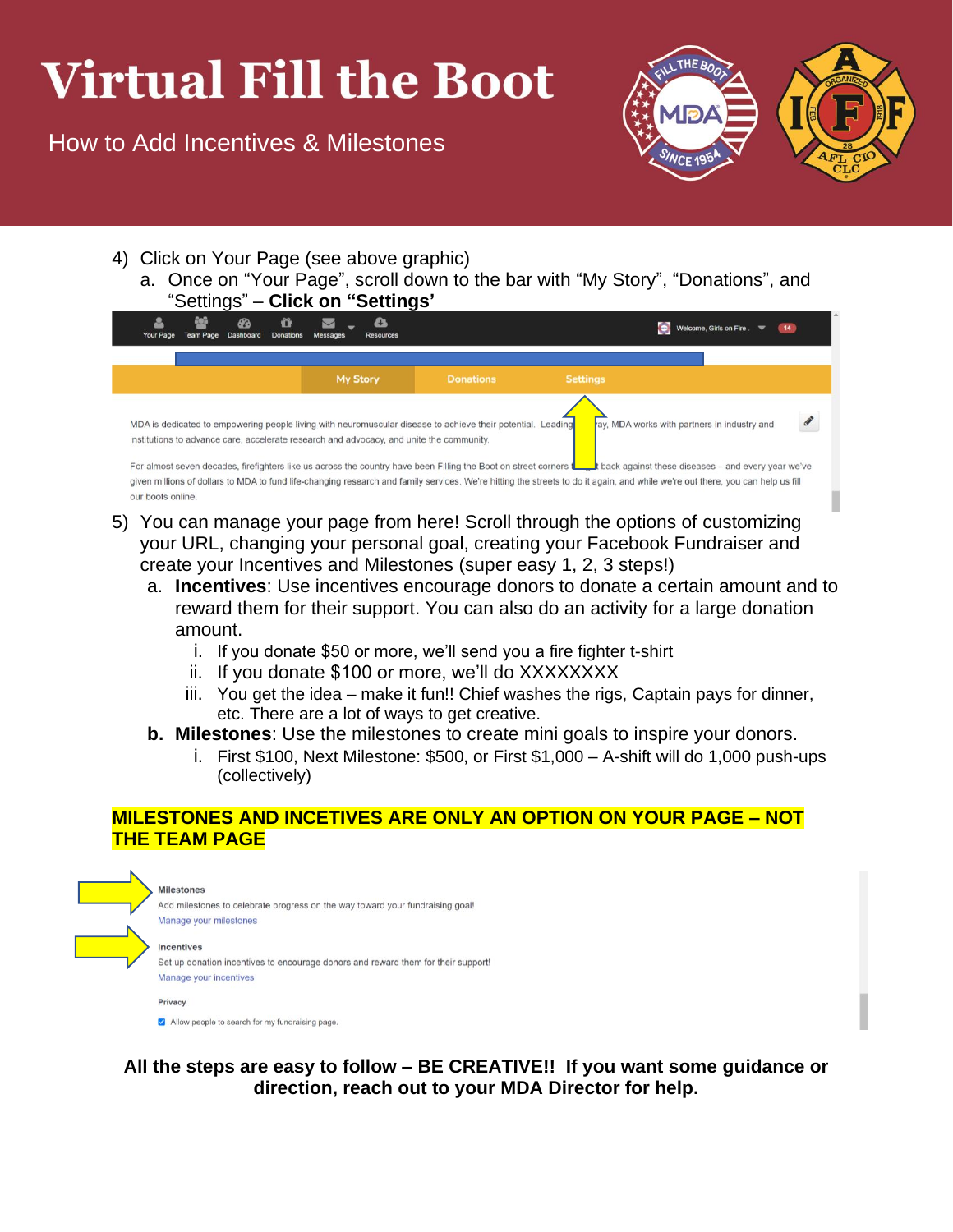# Virtual Fill the Boot

How to Add Incentives & Milestones

4) Click on Your Page (see above graphic)
   a. Once on "Your Page", scroll down to the bar with "My Story", "Donations", and "Settings" – **Click on "Settings'**

Your Page Team Page Dashboard Donations Messages Resources

Welcome, Girls on Fire . 14

My Story Donations Settings

MDA is dedicated to empowering people living with neuromuscular disease to achieve their potential. Leading ... ay, MDA works with partners in industry and institutions to advance care, accelerate research and advocacy, and unite the community.

For almost seven decades, firefighters like us across the country have been Filling the Boot on street corners t... t back against these diseases – and every year we've given millions of dollars to MDA to fund life-changing research and family services. We're hitting the streets to do it again, and while we're out there, you can help us fill our boots online.

5) You can manage your page from here! Scroll through the options of customizing your URL, changing your personal goal, creating your Facebook Fundraiser and create your Incentives and Milestones (super easy 1, 2, 3 steps!)
   a. **Incentives**: Use incentives encourage donors to donate a certain amount and to reward them for their support. You can also do an activity for a large donation amount.
      i. If you donate $50 or more, we'll send you a fire fighter t-shirt
      ii. If you donate $100 or more, we'll do XXXXXXXX
      iii. You get the idea – make it fun!! Chief washes the rigs, Captain pays for dinner, etc. There are a lot of ways to get creative.
   **b. Milestones**: Use the milestones to create mini goals to inspire your donors.
      i. First $100, Next Milestone: $500, or First $1,000 – A-shift will do 1,000 push-ups (collectively)

**MILESTONES AND INCETIVES ARE ONLY AN OPTION ON YOUR PAGE – NOT THE TEAM PAGE**

Milestones

Add milestones to celebrate progress on the way toward your fundraising goal!

Manage your milestones

Incentives

Set up donation incentives to encourage donors and reward them for their support!

Manage your incentives

Privacy

Allow people to search for my fundraising page.

**All the steps are easy to follow – BE CREATIVE!! If you want some guidance or direction, reach out to your MDA Director for help.**